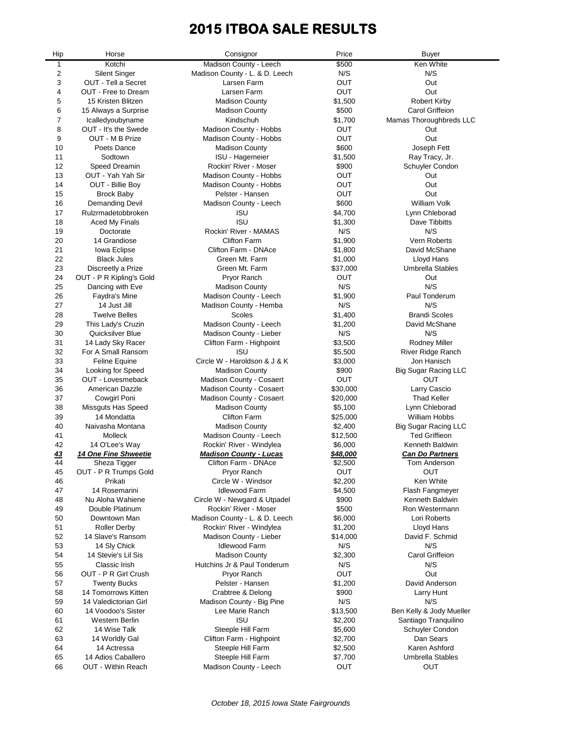# 2015 ITBOA SALE RESULTS

| Hip | Horse | Consignor | Price | Buyer |
|---|---|---|---|---|
| 1 | Kotchi | Madison County - Leech | $500 | Ken White |
| 2 | Silent Singer | Madison County - L. & D. Leech | N/S | N/S |
| 3 | OUT - Tell a Secret | Larsen Farm | OUT | Out |
| 4 | OUT - Free to Dream | Larsen Farm | OUT | Out |
| 5 | 15 Kristen Blitzen | Madison County | $1,500 | Robert Kirby |
| 6 | 15 Always a Surprise | Madison County | $500 | Carol Griffeion |
| 7 | Icalledyoubyname | Kindschuh | $1,700 | Mamas Thoroughbreds LLC |
| 8 | OUT - It's the Swede | Madison County - Hobbs | OUT | Out |
| 9 | OUT - M B Prize | Madison County - Hobbs | OUT | Out |
| 10 | Poets Dance | Madison County | $600 | Joseph Fett |
| 11 | Sodtown | ISU - Hagemeier | $1,500 | Ray Tracy, Jr. |
| 12 | Speed Dreamin | Rockin' River - Moser | $900 | Schuyler Condon |
| 13 | OUT - Yah Yah Sir | Madison County - Hobbs | OUT | Out |
| 14 | OUT - Billie Boy | Madison County - Hobbs | OUT | Out |
| 15 | Brock Baby | Pelster - Hansen | OUT | Out |
| 16 | Demanding Devil | Madison County - Leech | $600 | William Volk |
| 17 | Rulzrmadetobbroken | ISU | $4,700 | Lynn Chleborad |
| 18 | Aced My Finals | ISU | $1,300 | Dave Tibbitts |
| 19 | Doctorate | Rockin' River - MAMAS | N/S | N/S |
| 20 | 14 Grandiose | Clifton Farm | $1,900 | Vern Roberts |
| 21 | Iowa Eclipse | Clifton Farm - DNAce | $1,800 | David McShane |
| 22 | Black Jules | Green Mt. Farm | $1,000 | Lloyd Hans |
| 23 | Discreetly a Prize | Green Mt. Farm | $37,000 | Umbrella Stables |
| 24 | OUT - P R Kipling's Gold | Pryor Ranch | OUT | Out |
| 25 | Dancing with Eve | Madison County | N/S | N/S |
| 26 | Faydra's Mine | Madison County - Leech | $1,900 | Paul Tonderum |
| 27 | 14 Just Jill | Madison County - Hemba | N/S | N/S |
| 28 | Twelve Belles | Scoles | $1,400 | Brandi Scoles |
| 29 | This Lady's Cruzin | Madison County - Leech | $1,200 | David McShane |
| 30 | Quicksilver Blue | Madison County - Lieber | N/S | N/S |
| 31 | 14 Lady Sky Racer | Clifton Farm - Highpoint | $3,500 | Rodney Miller |
| 32 | For A Small Ransom | ISU | $5,500 | River Ridge Ranch |
| 33 | Feline Equine | Circle W - Haroldson & J & K | $3,000 | Jon Hanisch |
| 34 | Looking for Speed | Madison County | $900 | Big Sugar Racing LLC |
| 35 | OUT - Lovesmeback | Madison County - Cosaert | OUT | OUT |
| 36 | American Dazzle | Madison County - Cosaert | $30,000 | Larry Cascio |
| 37 | Cowgirl Poni | Madison County - Cosaert | $20,000 | Thad Keller |
| 38 | Missguts Has Speed | Madison County | $5,100 | Lynn Chleborad |
| 39 | 14 Mondatta | Clifton Farm | $25,000 | William Hobbs |
| 40 | Naivasha Montana | Madison County | $2,400 | Big Sugar Racing LLC |
| 41 | Molleck | Madison County - Leech | $12,500 | Ted Griffieon |
| 42 | 14 O'Lee's Way | Rockin' River - Windylea | $6,000 | Kenneth Baldwin |
| ***43*** | ***14 One Fine Shweetie*** | ***Madison County - Lucas*** | ***$48,000*** | ***Can Do Partners*** |
| 44 | Sheza Tigger | Clifton Farm - DNAce | $2,500 | Tom Anderson |
| 45 | OUT - P R Trumps Gold | Pryor Ranch | OUT | OUT |
| 46 | Prikati | Circle W - Windsor | $2,200 | Ken White |
| 47 | 14 Rosemarini | Idlewood Farm | $4,500 | Flash Fangmeyer |
| 48 | Nu Aloha Wahiene | Circle W - Newgard & Utpadel | $900 | Kenneth Baldwin |
| 49 | Double Platinum | Rockin' River - Moser | $500 | Ron Westermann |
| 50 | Downtown Man | Madison County - L. & D. Leech | $6,000 | Lori Roberts |
| 51 | Roller Derby | Rockin' River - Windylea | $1,200 | Lloyd Hans |
| 52 | 14 Slave's Ransom | Madison County - Lieber | $14,000 | David F. Schmid |
| 53 | 14 Sly Chick | Idlewood Farm | N/S | N/S |
| 54 | 14 Stevie's Lil Sis | Madison County | $2,300 | Carol Griffeion |
| 55 | Classic Irish | Hutchins Jr & Paul Tonderum | N/S | N/S |
| 56 | OUT - P R Girl Crush | Pryor Ranch | OUT | Out |
| 57 | Twenty Bucks | Pelster - Hansen | $1,200 | David Anderson |
| 58 | 14 Tomorrows Kitten | Crabtree & Delong | $900 | Larry Hunt |
| 59 | 14 Valedictorian Girl | Madison County - Big Pine | N/S | N/S |
| 60 | 14 Voodoo's Sister | Lee Marie Ranch | $13,500 | Ben Kelly & Jody Mueller |
| 61 | Western Berlin | ISU | $2,200 | Santiago Tranquilino |
| 62 | 14 Wise Talk | Steeple Hill Farm | $5,600 | Schuyler Condon |
| 63 | 14 Worldly Gal | Clifton Farm - Highpoint | $2,700 | Dan Sears |
| 64 | 14 Actressa | Steeple Hill Farm | $2,500 | Karen Ashford |
| 65 | 14 Adios Caballero | Steeple Hill Farm | $7,700 | Umbrella Stables |
| 66 | OUT - Within Reach | Madison County - Leech | OUT | OUT |

*October 18, 2015 Iowa State Fairgrounds*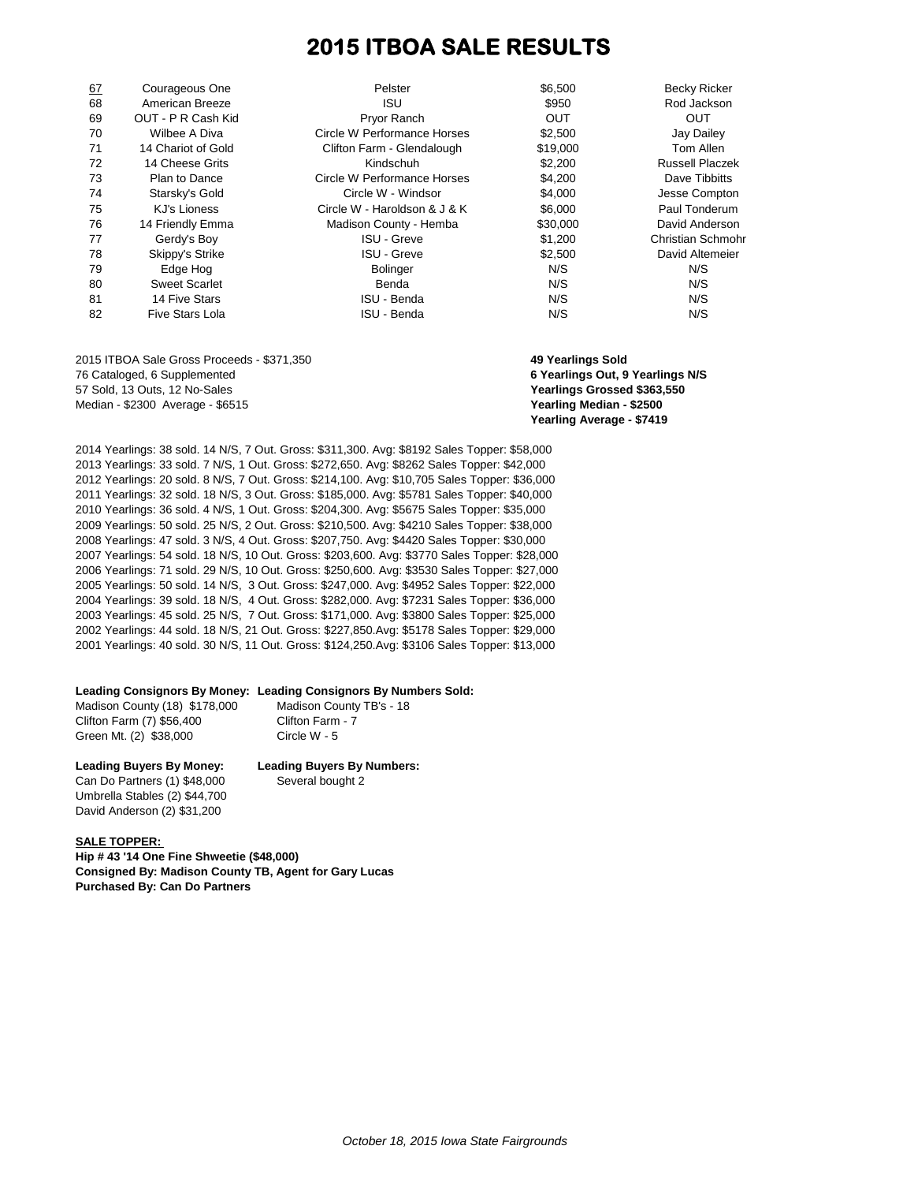# 2015 ITBOA SALE RESULTS

| | | | | |
|---|---|---|---|---|
| 67 | Courageous One | Pelster | $6,500 | Becky Ricker |
| 68 | American Breeze | ISU | $950 | Rod Jackson |
| 69 | OUT - P R Cash Kid | Pryor Ranch | OUT | OUT |
| 70 | Wilbee A Diva | Circle W Performance Horses | $2,500 | Jay Dailey |
| 71 | 14 Chariot of Gold | Clifton Farm - Glendalough | $19,000 | Tom Allen |
| 72 | 14 Cheese Grits | Kindschuh | $2,200 | Russell Placzek |
| 73 | Plan to Dance | Circle W Performance Horses | $4,200 | Dave Tibbitts |
| 74 | Starsky's Gold | Circle W - Windsor | $4,000 | Jesse Compton |
| 75 | KJ's Lioness | Circle W - Haroldson & J & K | $6,000 | Paul Tonderum |
| 76 | 14 Friendly Emma | Madison County - Hemba | $30,000 | David Anderson |
| 77 | Gerdy's Boy | ISU - Greve | $1,200 | Christian Schmohr |
| 78 | Skippy's Strike | ISU - Greve | $2,500 | David Altemeier |
| 79 | Edge Hog | Bolinger | N/S | N/S |
| 80 | Sweet Scarlet | Benda | N/S | N/S |
| 81 | 14 Five Stars | ISU - Benda | N/S | N/S |
| 82 | Five Stars Lola | ISU - Benda | N/S | N/S |

2015 ITBOA Sale Gross Proceeds - $371,350
76 Cataloged, 6 Supplemented
57 Sold, 13 Outs, 12 No-Sales
Median - $2300 Average - $6515

**49 Yearlings Sold**
**6 Yearlings Out, 9 Yearlings N/S**
**Yearlings Grossed $363,550**
**Yearling Median - $2500**
**Yearling Average - $7419**

2014 Yearlings: 38 sold. 14 N/S, 7 Out. Gross: $311,300. Avg: $8192 Sales Topper: $58,000
2013 Yearlings: 33 sold. 7 N/S, 1 Out. Gross: $272,650. Avg: $8262 Sales Topper: $42,000
2012 Yearlings: 20 sold. 8 N/S, 7 Out. Gross: $214,100. Avg: $10,705 Sales Topper: $36,000
2011 Yearlings: 32 sold. 18 N/S, 3 Out. Gross: $185,000. Avg: $5781 Sales Topper: $40,000
2010 Yearlings: 36 sold. 4 N/S, 1 Out. Gross: $204,300. Avg: $5675 Sales Topper: $35,000
2009 Yearlings: 50 sold. 25 N/S, 2 Out. Gross: $210,500. Avg: $4210 Sales Topper: $38,000
2008 Yearlings: 47 sold. 3 N/S, 4 Out. Gross: $207,750. Avg: $4420 Sales Topper: $30,000
2007 Yearlings: 54 sold. 18 N/S, 10 Out. Gross: $203,600. Avg: $3770 Sales Topper: $28,000
2006 Yearlings: 71 sold. 29 N/S, 10 Out. Gross: $250,600. Avg: $3530 Sales Topper: $27,000
2005 Yearlings: 50 sold. 14 N/S, 3 Out. Gross: $247,000. Avg: $4952 Sales Topper: $22,000
2004 Yearlings: 39 sold. 18 N/S, 4 Out. Gross: $282,000. Avg: $7231 Sales Topper: $36,000
2003 Yearlings: 45 sold. 25 N/S, 7 Out. Gross: $171,000. Avg: $3800 Sales Topper: $25,000
2002 Yearlings: 44 sold. 18 N/S, 21 Out. Gross: $227,850.Avg: $5178 Sales Topper: $29,000
2001 Yearlings: 40 sold. 30 N/S, 11 Out. Gross: $124,250.Avg: $3106 Sales Topper: $13,000

| **Leading Consignors By Money:** | **Leading Consignors By Numbers Sold:** |
|---|---|
| Madison County (18) $178,000 | Madison County TB's - 18 |
| Clifton Farm (7) $56,400 | Clifton Farm - 7 |
| Green Mt. (2) $38,000 | Circle W - 5 |

| **Leading Buyers By Money:** | **Leading Buyers By Numbers:** |
|---|---|
| Can Do Partners (1) $48,000 | Several bought 2 |
| Umbrella Stables (2) $44,700 | |
| David Anderson (2) $31,200 | |

**SALE TOPPER:**
**Hip # 43 '14 One Fine Shweetie ($48,000)**
**Consigned By: Madison County TB, Agent for Gary Lucas**
**Purchased By: Can Do Partners**

*October 18, 2015 Iowa State Fairgrounds*